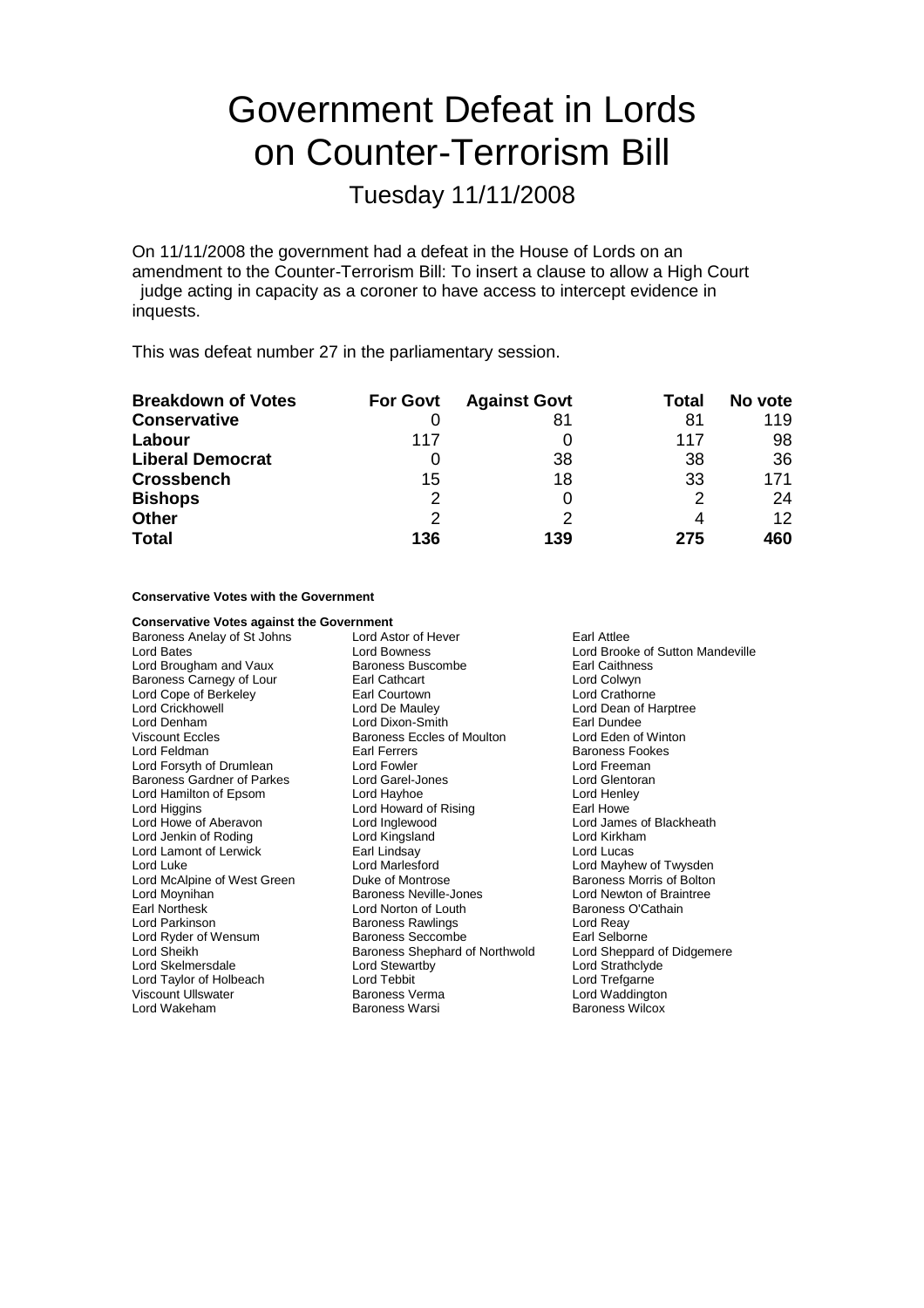# Government Defeat in Lords on Counter-Terrorism Bill

## Tuesday 11/11/2008

On 11/11/2008 the government had a defeat in the House of Lords on an amendment to the Counter-Terrorism Bill: To insert a clause to allow a High Court judge acting in capacity as a coroner to have access to intercept evidence in inquests.

This was defeat number 27 in the parliamentary session.

| Breakdown of Votes | For Govt | Against Govt | Total | No vote |
|---|---|---|---|---|
| **Conservative** | 0 | 81 | 81 | 119 |
| **Labour** | 117 | 0 | 117 | 98 |
| **Liberal Democrat** | 0 | 38 | 38 | 36 |
| **Crossbench** | 15 | 18 | 33 | 171 |
| **Bishops** | 2 | 0 | 2 | 24 |
| **Other** | 2 | 2 | 4 | 12 |
| **Total** | **136** | **139** | **275** | **460** |

#### Conservative Votes with the Government

#### Conservative Votes against the Government

Baroness Anelay of St Johns
Lord Astor of Hever
Earl Attlee
Lord Bates
Lord Bowness
Lord Brooke of Sutton Mandeville
Lord Brougham and Vaux
Baroness Buscombe
Earl Caithness
Baroness Carnegy of Lour
Earl Cathcart
Lord Colwyn
Lord Cope of Berkeley
Earl Courtown
Lord Crathorne
Lord Crickhowell
Lord De Mauley
Lord Dean of Harptree
Lord Denham
Lord Dixon-Smith
Earl Dundee
Viscount Eccles
Baroness Eccles of Moulton
Lord Eden of Winton
Lord Feldman
Earl Ferrers
Baroness Fookes
Lord Forsyth of Drumlean
Lord Fowler
Lord Freeman
Baroness Gardner of Parkes
Lord Garel-Jones
Lord Glentoran
Lord Hamilton of Epsom
Lord Hayhoe
Lord Henley
Lord Higgins
Lord Howard of Rising
Earl Howe
Lord Howe of Aberavon
Lord Inglewood
Lord James of Blackheath
Lord Jenkin of Roding
Lord Kingsland
Lord Kirkham
Lord Lamont of Lerwick
Earl Lindsay
Lord Lucas
Lord Luke
Lord Marlesford
Lord Mayhew of Twysden
Lord McAlpine of West Green
Duke of Montrose
Baroness Morris of Bolton
Lord Moynihan
Baroness Neville-Jones
Lord Newton of Braintree
Earl Northesk
Lord Norton of Louth
Baroness O'Cathain
Lord Parkinson
Baroness Rawlings
Lord Reay
Lord Ryder of Wensum
Baroness Seccombe
Earl Selborne
Lord Sheikh
Baroness Shephard of Northwold
Lord Sheppard of Didgemere
Lord Skelmersdale
Lord Stewartby
Lord Strathclyde
Lord Taylor of Holbeach
Lord Tebbit
Lord Trefgarne
Viscount Ullswater
Baroness Verma
Lord Waddington
Lord Wakeham
Baroness Warsi
Baroness Wilcox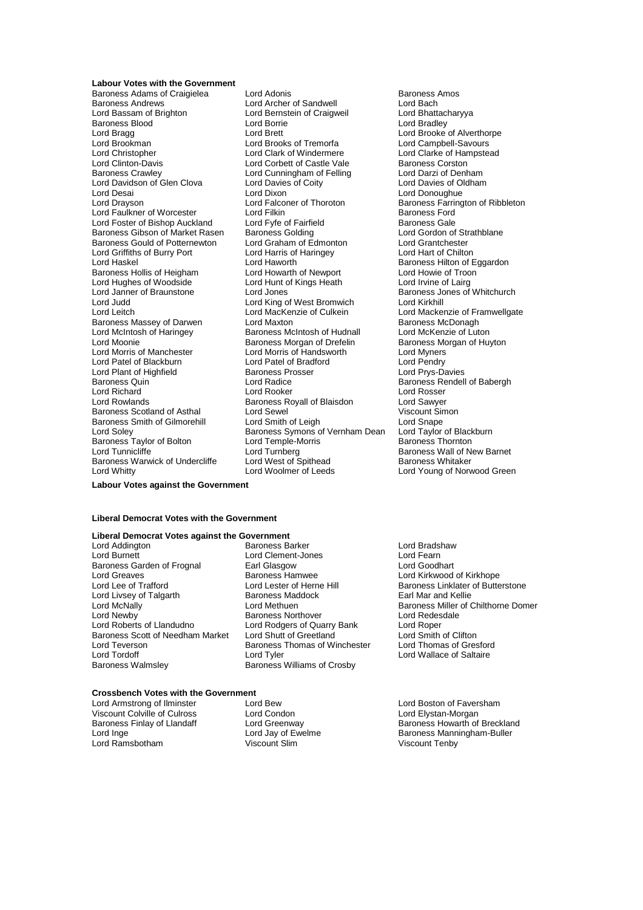**Labour Votes with the Government**

Baroness Adams of Craigielea, Lord Adonis, Baroness Amos, Baroness Andrews, Lord Archer of Sandwell, Lord Bach, Lord Bassam of Brighton, Lord Bernstein of Craigweil, Lord Bhattacharyya, Baroness Blood, Lord Borrie, Lord Bradley, Lord Bragg, Lord Brett, Lord Brooke of Alverthorpe, Lord Brookman, Lord Brooks of Tremorfa, Lord Campbell-Savours, Lord Christopher, Lord Clark of Windermere, Lord Clarke of Hampstead, Lord Clinton-Davis, Lord Corbett of Castle Vale, Baroness Corston, Baroness Crawley, Lord Cunningham of Felling, Lord Darzi of Denham, Lord Davidson of Glen Clova, Lord Davies of Coity, Lord Davies of Oldham, Lord Desai, Lord Dixon, Lord Donoughue, Lord Drayson, Lord Falconer of Thoroton, Baroness Farrington of Ribbleton, Lord Faulkner of Worcester, Lord Filkin, Baroness Ford, Lord Foster of Bishop Auckland, Lord Fyfe of Fairfield, Baroness Gale, Baroness Gibson of Market Rasen, Baroness Golding, Lord Gordon of Strathblane, Baroness Gould of Potternewton, Lord Graham of Edmonton, Lord Grantchester, Lord Griffiths of Burry Port, Lord Harris of Haringey, Lord Hart of Chilton, Lord Haskel, Lord Haworth, Baroness Hilton of Eggardon, Baroness Hollis of Heigham, Lord Howarth of Newport, Lord Howie of Troon, Lord Hughes of Woodside, Lord Hunt of Kings Heath, Lord Irvine of Lairg, Lord Janner of Braunstone, Lord Jones, Baroness Jones of Whitchurch, Lord Judd, Lord King of West Bromwich, Lord Kirkhill, Lord Leitch, Lord MacKenzie of Culkein, Lord Mackenzie of Framwellgate, Baroness Massey of Darwen, Lord Maxton, Baroness McDonagh, Lord McIntosh of Haringey, Baroness McIntosh of Hudnall, Lord McKenzie of Luton, Lord Moonie, Baroness Morgan of Drefelin, Baroness Morgan of Huyton, Lord Morris of Manchester, Lord Morris of Handsworth, Lord Myners, Lord Patel of Blackburn, Lord Patel of Bradford, Lord Pendry, Lord Plant of Highfield, Baroness Prosser, Lord Prys-Davies, Baroness Quin, Lord Radice, Baroness Rendell of Babergh, Lord Richard, Lord Rooker, Lord Rosser, Lord Rowlands, Baroness Royall of Blaisdon, Lord Sawyer, Baroness Scotland of Asthal, Lord Sewel, Viscount Simon, Baroness Smith of Gilmorehill, Lord Smith of Leigh, Lord Snape, Lord Soley, Baroness Symons of Vernham Dean, Lord Taylor of Blackburn, Baroness Taylor of Bolton, Lord Temple-Morris, Baroness Thornton, Lord Tunnicliffe, Lord Turnberg, Baroness Wall of New Barnet, Baroness Warwick of Undercliffe, Lord West of Spithead, Baroness Whitaker, Lord Whitty, Lord Woolmer of Leeds, Lord Young of Norwood Green

**Labour Votes against the Government**

**Liberal Democrat Votes with the Government**

**Liberal Democrat Votes against the Government**

Lord Addington, Baroness Barker, Lord Bradshaw, Lord Burnett, Lord Clement-Jones, Lord Fearn, Baroness Garden of Frognal, Earl Glasgow, Lord Goodhart, Lord Greaves, Baroness Hamwee, Lord Kirkwood of Kirkhope, Lord Lee of Trafford, Lord Lester of Herne Hill, Baroness Linklater of Butterstone, Lord Livsey of Talgarth, Baroness Maddock, Earl Mar and Kellie, Lord McNally, Lord Methuen, Baroness Miller of Chilthorne Domer, Lord Newby, Baroness Northover, Lord Redesdale, Lord Roberts of Llandudno, Lord Rodgers of Quarry Bank, Lord Roper, Baroness Scott of Needham Market, Lord Shutt of Greetland, Lord Smith of Clifton, Lord Teverson, Baroness Thomas of Winchester, Lord Thomas of Gresford, Lord Tordoff, Lord Tyler, Lord Wallace of Saltaire, Baroness Walmsley, Baroness Williams of Crosby

**Crossbench Votes with the Government**

Lord Armstrong of Ilminster, Lord Bew, Lord Boston of Faversham, Viscount Colville of Culross, Lord Condon, Lord Elystan-Morgan, Baroness Finlay of Llandaff, Lord Greenway, Baroness Howarth of Breckland, Lord Inge, Lord Jay of Ewelme, Baroness Manningham-Buller, Lord Ramsbotham, Viscount Slim, Viscount Tenby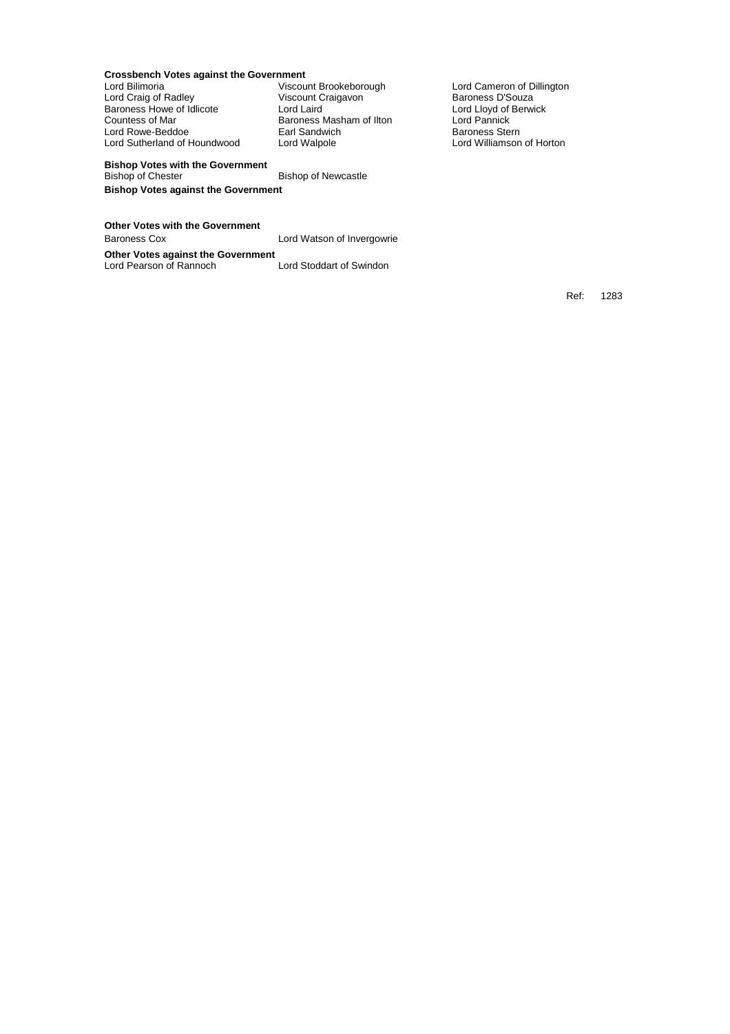**Crossbench Votes against the Government**

| | | |
|---|---|---|
| Lord Bilimoria | Viscount Brookeborough | Lord Cameron of Dillington |
| Lord Craig of Radley | Viscount Craigavon | Baroness D'Souza |
| Baroness Howe of Idlicote | Lord Laird | Lord Lloyd of Berwick |
| Countess of Mar | Baroness Masham of Ilton | Lord Pannick |
| Lord Rowe-Beddoe | Earl Sandwich | Baroness Stern |
| Lord Sutherland of Houndwood | Lord Walpole | Lord Williamson of Horton |

**Bishop Votes with the Government**

| | |
|---|---|
| Bishop of Chester | Bishop of Newcastle |

**Bishop Votes against the Government**

**Other Votes with the Government**

| | |
|---|---|
| Baroness Cox | Lord Watson of Invergowrie |

**Other Votes against the Government**

| | |
|---|---|
| Lord Pearson of Rannoch | Lord Stoddart of Swindon |

Ref: 1283